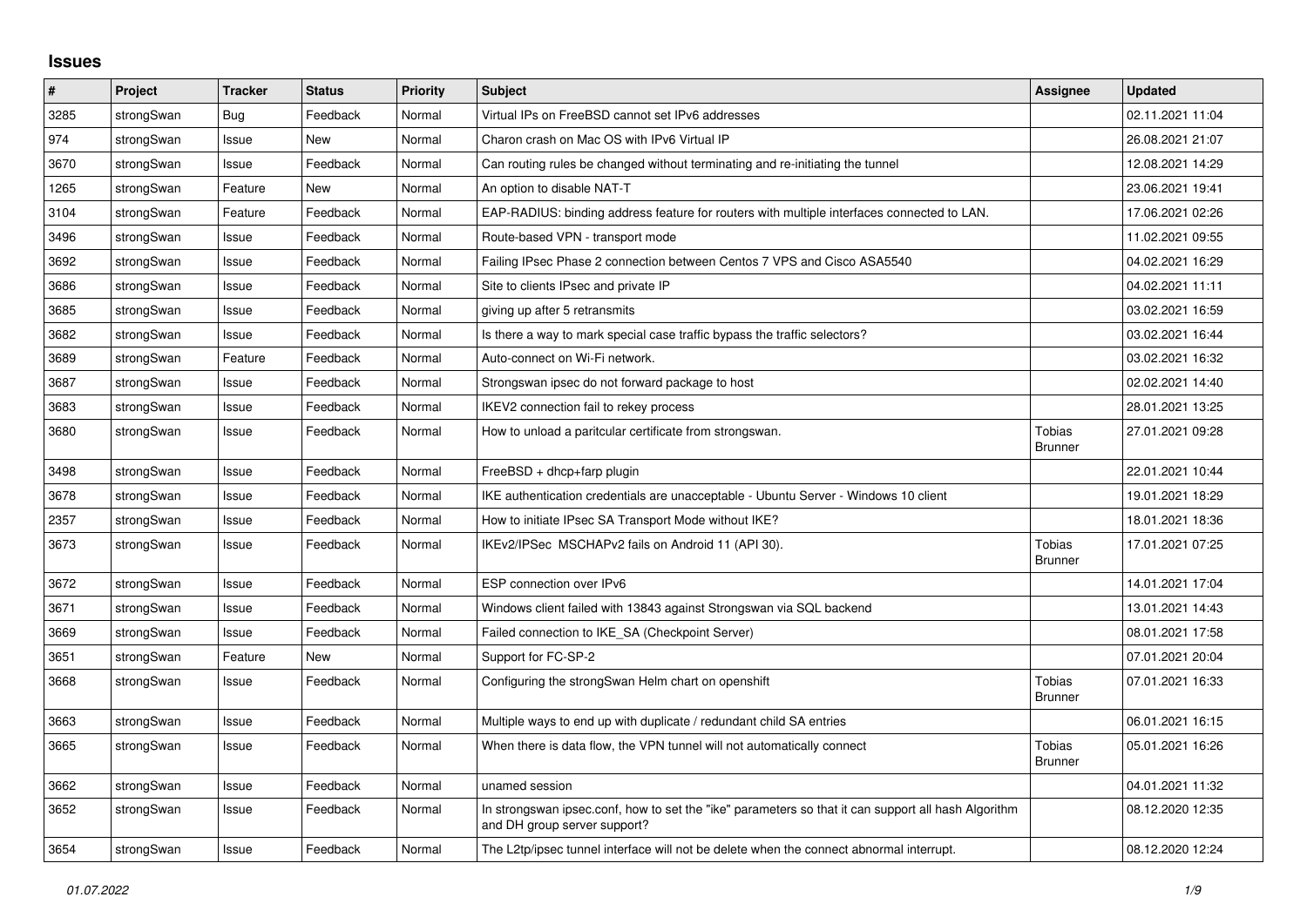## Issues

| # | Project | Tracker | Status | Priority | Subject | Assignee | Updated |
|---|---|---|---|---|---|---|---|
| 3285 | strongSwan | Bug | Feedback | Normal | Virtual IPs on FreeBSD cannot set IPv6 addresses | | 02.11.2021 11:04 |
| 974 | strongSwan | Issue | New | Normal | Charon crash on Mac OS with IPv6 Virtual IP | | 26.08.2021 21:07 |
| 3670 | strongSwan | Issue | Feedback | Normal | Can routing rules be changed without terminating and re-initiating the tunnel | | 12.08.2021 14:29 |
| 1265 | strongSwan | Feature | New | Normal | An option to disable NAT-T | | 23.06.2021 19:41 |
| 3104 | strongSwan | Feature | Feedback | Normal | EAP-RADIUS: binding address feature for routers with multiple interfaces connected to LAN. | | 17.06.2021 02:26 |
| 3496 | strongSwan | Issue | Feedback | Normal | Route-based VPN - transport mode | | 11.02.2021 09:55 |
| 3692 | strongSwan | Issue | Feedback | Normal | Failing IPsec Phase 2 connection between Centos 7 VPS and Cisco ASA5540 | | 04.02.2021 16:29 |
| 3686 | strongSwan | Issue | Feedback | Normal | Site to clients IPsec and private IP | | 04.02.2021 11:11 |
| 3685 | strongSwan | Issue | Feedback | Normal | giving up after 5 retransmits | | 03.02.2021 16:59 |
| 3682 | strongSwan | Issue | Feedback | Normal | Is there a way to mark special case traffic bypass the traffic selectors? | | 03.02.2021 16:44 |
| 3689 | strongSwan | Feature | Feedback | Normal | Auto-connect on Wi-Fi network. | | 03.02.2021 16:32 |
| 3687 | strongSwan | Issue | Feedback | Normal | Strongswan ipsec do not forward package to host | | 02.02.2021 14:40 |
| 3683 | strongSwan | Issue | Feedback | Normal | IKEV2 connection fail to rekey process | | 28.01.2021 13:25 |
| 3680 | strongSwan | Issue | Feedback | Normal | How to unload a paritcular certificate from strongswan. | Tobias Brunner | 27.01.2021 09:28 |
| 3498 | strongSwan | Issue | Feedback | Normal | FreeBSD + dhcp+farp plugin | | 22.01.2021 10:44 |
| 3678 | strongSwan | Issue | Feedback | Normal | IKE authentication credentials are unacceptable - Ubuntu Server - Windows 10 client | | 19.01.2021 18:29 |
| 2357 | strongSwan | Issue | Feedback | Normal | How to initiate IPsec SA Transport Mode without IKE? | | 18.01.2021 18:36 |
| 3673 | strongSwan | Issue | Feedback | Normal | IKEv2/IPSec MSCHAPv2 fails on Android 11 (API 30). | Tobias Brunner | 17.01.2021 07:25 |
| 3672 | strongSwan | Issue | Feedback | Normal | ESP connection over IPv6 | | 14.01.2021 17:04 |
| 3671 | strongSwan | Issue | Feedback | Normal | Windows client failed with 13843 against Strongswan via SQL backend | | 13.01.2021 14:43 |
| 3669 | strongSwan | Issue | Feedback | Normal | Failed connection to IKE_SA (Checkpoint Server) | | 08.01.2021 17:58 |
| 3651 | strongSwan | Feature | New | Normal | Support for FC-SP-2 | | 07.01.2021 20:04 |
| 3668 | strongSwan | Issue | Feedback | Normal | Configuring the strongSwan Helm chart on openshift | Tobias Brunner | 07.01.2021 16:33 |
| 3663 | strongSwan | Issue | Feedback | Normal | Multiple ways to end up with duplicate / redundant child SA entries | | 06.01.2021 16:15 |
| 3665 | strongSwan | Issue | Feedback | Normal | When there is data flow, the VPN tunnel will not automatically connect | Tobias Brunner | 05.01.2021 16:26 |
| 3662 | strongSwan | Issue | Feedback | Normal | unamed session | | 04.01.2021 11:32 |
| 3652 | strongSwan | Issue | Feedback | Normal | In strongswan ipsec.conf, how to set the "ike" parameters so that it can support all hash Algorithm and DH group server support? | | 08.12.2020 12:35 |
| 3654 | strongSwan | Issue | Feedback | Normal | The L2tp/ipsec tunnel interface will not be delete when the connect abnormal interrupt. | | 08.12.2020 12:24 |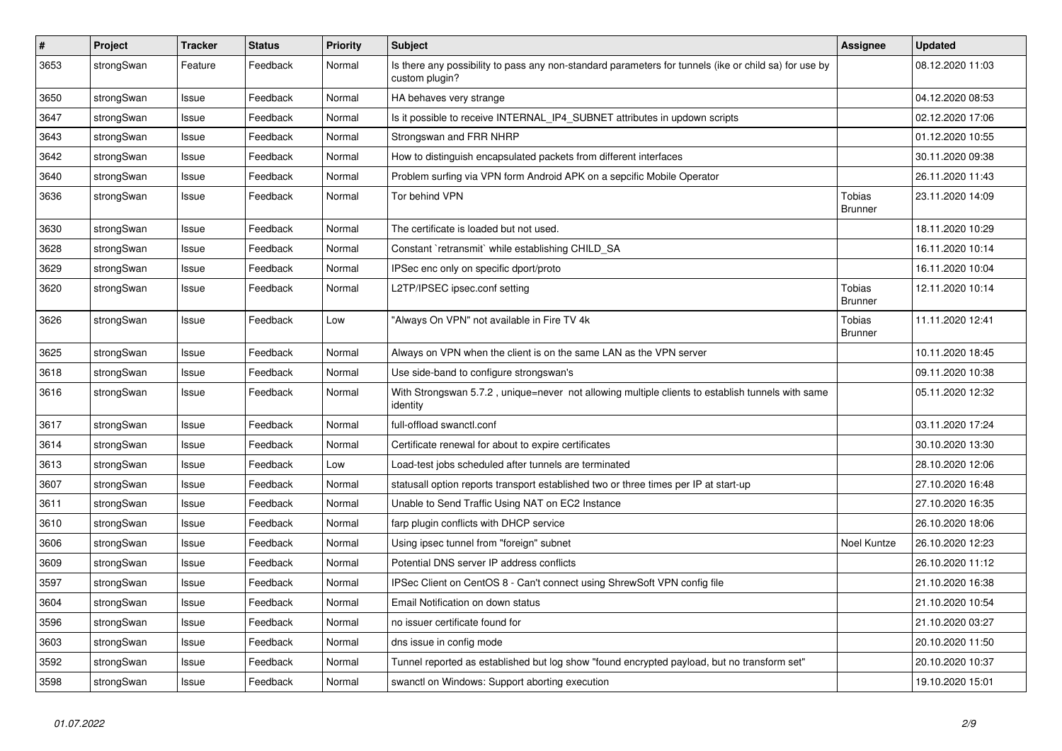| # | Project | Tracker | Status | Priority | Subject | Assignee | Updated |
|---|---|---|---|---|---|---|---|
| 3653 | strongSwan | Feature | Feedback | Normal | Is there any possibility to pass any non-standard parameters for tunnels (ike or child sa) for use by custom plugin? | | 08.12.2020 11:03 |
| 3650 | strongSwan | Issue | Feedback | Normal | HA behaves very strange | | 04.12.2020 08:53 |
| 3647 | strongSwan | Issue | Feedback | Normal | Is it possible to receive INTERNAL_IP4_SUBNET attributes in updown scripts | | 02.12.2020 17:06 |
| 3643 | strongSwan | Issue | Feedback | Normal | Strongswan and FRR NHRP | | 01.12.2020 10:55 |
| 3642 | strongSwan | Issue | Feedback | Normal | How to distinguish encapsulated packets from different interfaces | | 30.11.2020 09:38 |
| 3640 | strongSwan | Issue | Feedback | Normal | Problem surfing via VPN form Android APK on a sepcific Mobile Operator | | 26.11.2020 11:43 |
| 3636 | strongSwan | Issue | Feedback | Normal | Tor behind VPN | Tobias Brunner | 23.11.2020 14:09 |
| 3630 | strongSwan | Issue | Feedback | Normal | The certificate is loaded but not used. | | 18.11.2020 10:29 |
| 3628 | strongSwan | Issue | Feedback | Normal | Constant `retransmit` while establishing CHILD_SA | | 16.11.2020 10:14 |
| 3629 | strongSwan | Issue | Feedback | Normal | IPSec enc only on specific dport/proto | | 16.11.2020 10:04 |
| 3620 | strongSwan | Issue | Feedback | Normal | L2TP/IPSEC ipsec.conf setting | Tobias Brunner | 12.11.2020 10:14 |
| 3626 | strongSwan | Issue | Feedback | Low | "Always On VPN" not available in Fire TV 4k | Tobias Brunner | 11.11.2020 12:41 |
| 3625 | strongSwan | Issue | Feedback | Normal | Always on VPN when the client is on the same LAN as the VPN server | | 10.11.2020 18:45 |
| 3618 | strongSwan | Issue | Feedback | Normal | Use side-band to configure strongswan's | | 09.11.2020 10:38 |
| 3616 | strongSwan | Issue | Feedback | Normal | With Strongswan 5.7.2 , unique=never not allowing multiple clients to establish tunnels with same identity | | 05.11.2020 12:32 |
| 3617 | strongSwan | Issue | Feedback | Normal | full-offload swanctl.conf | | 03.11.2020 17:24 |
| 3614 | strongSwan | Issue | Feedback | Normal | Certificate renewal for about to expire certificates | | 30.10.2020 13:30 |
| 3613 | strongSwan | Issue | Feedback | Low | Load-test jobs scheduled after tunnels are terminated | | 28.10.2020 12:06 |
| 3607 | strongSwan | Issue | Feedback | Normal | statusall option reports transport established two or three times per IP at start-up | | 27.10.2020 16:48 |
| 3611 | strongSwan | Issue | Feedback | Normal | Unable to Send Traffic Using NAT on EC2 Instance | | 27.10.2020 16:35 |
| 3610 | strongSwan | Issue | Feedback | Normal | farp plugin conflicts with DHCP service | | 26.10.2020 18:06 |
| 3606 | strongSwan | Issue | Feedback | Normal | Using ipsec tunnel from "foreign" subnet | Noel Kuntze | 26.10.2020 12:23 |
| 3609 | strongSwan | Issue | Feedback | Normal | Potential DNS server IP address conflicts | | 26.10.2020 11:12 |
| 3597 | strongSwan | Issue | Feedback | Normal | IPSec Client on CentOS 8 - Can't connect using ShrewSoft VPN config file | | 21.10.2020 16:38 |
| 3604 | strongSwan | Issue | Feedback | Normal | Email Notification on down status | | 21.10.2020 10:54 |
| 3596 | strongSwan | Issue | Feedback | Normal | no issuer certificate found for | | 21.10.2020 03:27 |
| 3603 | strongSwan | Issue | Feedback | Normal | dns issue in config mode | | 20.10.2020 11:50 |
| 3592 | strongSwan | Issue | Feedback | Normal | Tunnel reported as established but log show "found encrypted payload, but no transform set" | | 20.10.2020 10:37 |
| 3598 | strongSwan | Issue | Feedback | Normal | swanctl on Windows: Support aborting execution | | 19.10.2020 15:01 |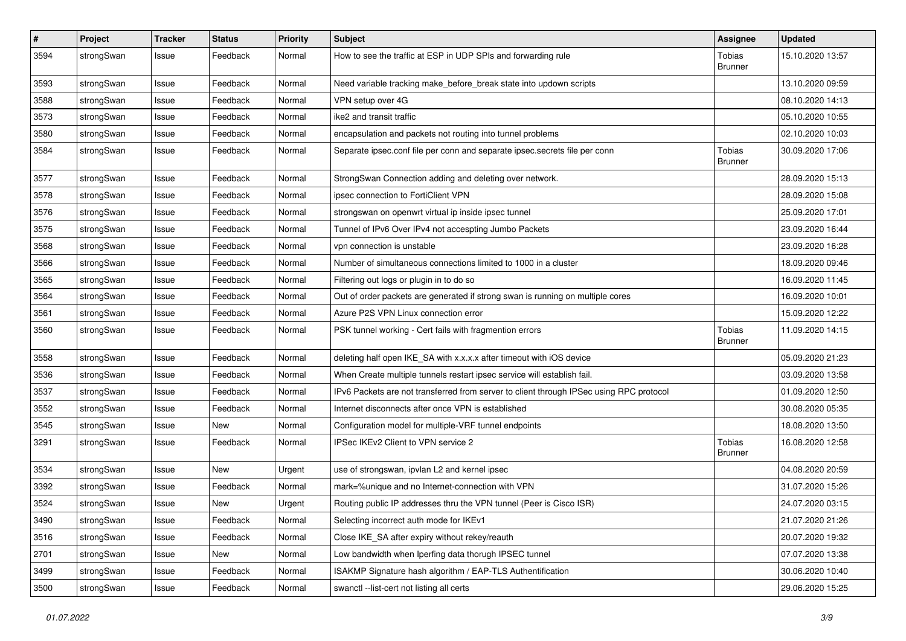| # | Project | Tracker | Status | Priority | Subject | Assignee | Updated |
|---|---|---|---|---|---|---|---|
| 3594 | strongSwan | Issue | Feedback | Normal | How to see the traffic at ESP in UDP SPIs and forwarding rule | Tobias Brunner | 15.10.2020 13:57 |
| 3593 | strongSwan | Issue | Feedback | Normal | Need variable tracking make_before_break state into updown scripts | | 13.10.2020 09:59 |
| 3588 | strongSwan | Issue | Feedback | Normal | VPN setup over 4G | | 08.10.2020 14:13 |
| 3573 | strongSwan | Issue | Feedback | Normal | ike2 and transit traffic | | 05.10.2020 10:55 |
| 3580 | strongSwan | Issue | Feedback | Normal | encapsulation and packets not routing into tunnel problems | | 02.10.2020 10:03 |
| 3584 | strongSwan | Issue | Feedback | Normal | Separate ipsec.conf file per conn and separate ipsec.secrets file per conn | Tobias Brunner | 30.09.2020 17:06 |
| 3577 | strongSwan | Issue | Feedback | Normal | StrongSwan Connection adding and deleting over network. | | 28.09.2020 15:13 |
| 3578 | strongSwan | Issue | Feedback | Normal | ipsec connection to FortiClient VPN | | 28.09.2020 15:08 |
| 3576 | strongSwan | Issue | Feedback | Normal | strongswan on openwrt virtual ip inside ipsec tunnel | | 25.09.2020 17:01 |
| 3575 | strongSwan | Issue | Feedback | Normal | Tunnel of IPv6 Over IPv4 not accespting Jumbo Packets | | 23.09.2020 16:44 |
| 3568 | strongSwan | Issue | Feedback | Normal | vpn connection is unstable | | 23.09.2020 16:28 |
| 3566 | strongSwan | Issue | Feedback | Normal | Number of simultaneous connections limited to 1000 in a cluster | | 18.09.2020 09:46 |
| 3565 | strongSwan | Issue | Feedback | Normal | Filtering out logs or plugin in to do so | | 16.09.2020 11:45 |
| 3564 | strongSwan | Issue | Feedback | Normal | Out of order packets are generated if strong swan is running on multiple cores | | 16.09.2020 10:01 |
| 3561 | strongSwan | Issue | Feedback | Normal | Azure P2S VPN Linux connection error | | 15.09.2020 12:22 |
| 3560 | strongSwan | Issue | Feedback | Normal | PSK tunnel working - Cert fails with fragmention errors | Tobias Brunner | 11.09.2020 14:15 |
| 3558 | strongSwan | Issue | Feedback | Normal | deleting half open IKE_SA with x.x.x.x after timeout with iOS device | | 05.09.2020 21:23 |
| 3536 | strongSwan | Issue | Feedback | Normal | When Create multiple tunnels restart ipsec service will establish fail. | | 03.09.2020 13:58 |
| 3537 | strongSwan | Issue | Feedback | Normal | IPv6 Packets are not transferred from server to client through IPSec using RPC protocol | | 01.09.2020 12:50 |
| 3552 | strongSwan | Issue | Feedback | Normal | Internet disconnects after once VPN is established | | 30.08.2020 05:35 |
| 3545 | strongSwan | Issue | New | Normal | Configuration model for multiple-VRF tunnel endpoints | | 18.08.2020 13:50 |
| 3291 | strongSwan | Issue | Feedback | Normal | IPSec IKEv2 Client to VPN service 2 | Tobias Brunner | 16.08.2020 12:58 |
| 3534 | strongSwan | Issue | New | Urgent | use of strongswan, ipvlan L2 and kernel ipsec | | 04.08.2020 20:59 |
| 3392 | strongSwan | Issue | Feedback | Normal | mark=%unique and no Internet-connection with VPN | | 31.07.2020 15:26 |
| 3524 | strongSwan | Issue | New | Urgent | Routing public IP addresses thru the VPN tunnel (Peer is Cisco ISR) | | 24.07.2020 03:15 |
| 3490 | strongSwan | Issue | Feedback | Normal | Selecting incorrect auth mode for IKEv1 | | 21.07.2020 21:26 |
| 3516 | strongSwan | Issue | Feedback | Normal | Close IKE_SA after expiry without rekey/reauth | | 20.07.2020 19:32 |
| 2701 | strongSwan | Issue | New | Normal | Low bandwidth when Iperfing data thorugh IPSEC tunnel | | 07.07.2020 13:38 |
| 3499 | strongSwan | Issue | Feedback | Normal | ISAKMP Signature hash algorithm / EAP-TLS Authentification | | 30.06.2020 10:40 |
| 3500 | strongSwan | Issue | Feedback | Normal | swanctl --list-cert not listing all certs | | 29.06.2020 15:25 |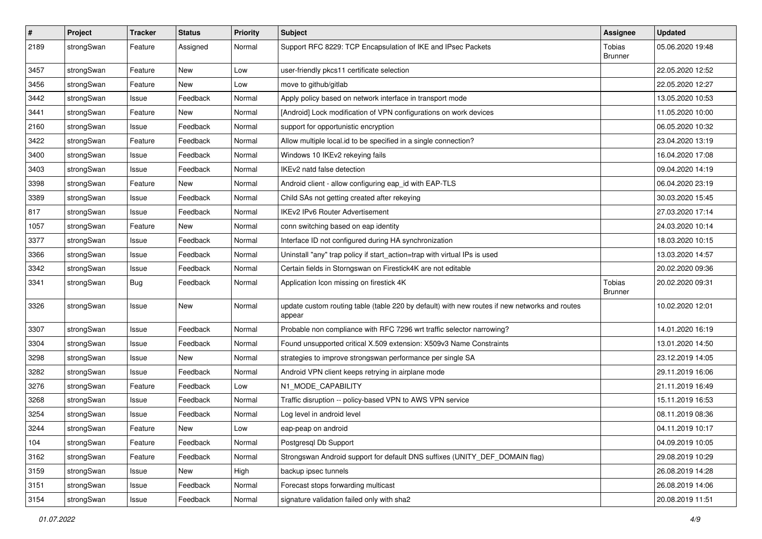| # | Project | Tracker | Status | Priority | Subject | Assignee | Updated |
|---|---|---|---|---|---|---|---|
| 2189 | strongSwan | Feature | Assigned | Normal | Support RFC 8229: TCP Encapsulation of IKE and IPsec Packets | Tobias Brunner | 05.06.2020 19:48 |
| 3457 | strongSwan | Feature | New | Low | user-friendly pkcs11 certificate selection | | 22.05.2020 12:52 |
| 3456 | strongSwan | Feature | New | Low | move to github/gitlab | | 22.05.2020 12:27 |
| 3442 | strongSwan | Issue | Feedback | Normal | Apply policy based on network interface in transport mode | | 13.05.2020 10:53 |
| 3441 | strongSwan | Feature | New | Normal | [Android] Lock modification of VPN configurations on work devices | | 11.05.2020 10:00 |
| 2160 | strongSwan | Issue | Feedback | Normal | support for opportunistic encryption | | 06.05.2020 10:32 |
| 3422 | strongSwan | Feature | Feedback | Normal | Allow multiple local.id to be specified in a single connection? | | 23.04.2020 13:19 |
| 3400 | strongSwan | Issue | Feedback | Normal | Windows 10 IKEv2 rekeying fails | | 16.04.2020 17:08 |
| 3403 | strongSwan | Issue | Feedback | Normal | IKEv2 natd false detection | | 09.04.2020 14:19 |
| 3398 | strongSwan | Feature | New | Normal | Android client - allow configuring eap_id with EAP-TLS | | 06.04.2020 23:19 |
| 3389 | strongSwan | Issue | Feedback | Normal | Child SAs not getting created after rekeying | | 30.03.2020 15:45 |
| 817 | strongSwan | Issue | Feedback | Normal | IKEv2 IPv6 Router Advertisement | | 27.03.2020 17:14 |
| 1057 | strongSwan | Feature | New | Normal | conn switching based on eap identity | | 24.03.2020 10:14 |
| 3377 | strongSwan | Issue | Feedback | Normal | Interface ID not configured during HA synchronization | | 18.03.2020 10:15 |
| 3366 | strongSwan | Issue | Feedback | Normal | Uninstall "any" trap policy if start_action=trap with virtual IPs is used | | 13.03.2020 14:57 |
| 3342 | strongSwan | Issue | Feedback | Normal | Certain fields in Storngswan on Firestick4K are not editable | | 20.02.2020 09:36 |
| 3341 | strongSwan | Bug | Feedback | Normal | Application Icon missing on firestick 4K | Tobias Brunner | 20.02.2020 09:31 |
| 3326 | strongSwan | Issue | New | Normal | update custom routing table (table 220 by default) with new routes if new networks and routes appear | | 10.02.2020 12:01 |
| 3307 | strongSwan | Issue | Feedback | Normal | Probable non compliance with RFC 7296 wrt traffic selector narrowing? | | 14.01.2020 16:19 |
| 3304 | strongSwan | Issue | Feedback | Normal | Found unsupported critical X.509 extension: X509v3 Name Constraints | | 13.01.2020 14:50 |
| 3298 | strongSwan | Issue | New | Normal | strategies to improve strongswan performance per single SA | | 23.12.2019 14:05 |
| 3282 | strongSwan | Issue | Feedback | Normal | Android VPN client keeps retrying in airplane mode | | 29.11.2019 16:06 |
| 3276 | strongSwan | Feature | Feedback | Low | N1_MODE_CAPABILITY | | 21.11.2019 16:49 |
| 3268 | strongSwan | Issue | Feedback | Normal | Traffic disruption -- policy-based VPN to AWS VPN service | | 15.11.2019 16:53 |
| 3254 | strongSwan | Issue | Feedback | Normal | Log level in android level | | 08.11.2019 08:36 |
| 3244 | strongSwan | Feature | New | Low | eap-peap on android | | 04.11.2019 10:17 |
| 104 | strongSwan | Feature | Feedback | Normal | Postgresql Db Support | | 04.09.2019 10:05 |
| 3162 | strongSwan | Feature | Feedback | Normal | Strongswan Android support for default DNS suffixes (UNITY_DEF_DOMAIN flag) | | 29.08.2019 10:29 |
| 3159 | strongSwan | Issue | New | High | backup ipsec tunnels | | 26.08.2019 14:28 |
| 3151 | strongSwan | Issue | Feedback | Normal | Forecast stops forwarding multicast | | 26.08.2019 14:06 |
| 3154 | strongSwan | Issue | Feedback | Normal | signature validation failed only with sha2 | | 20.08.2019 11:51 |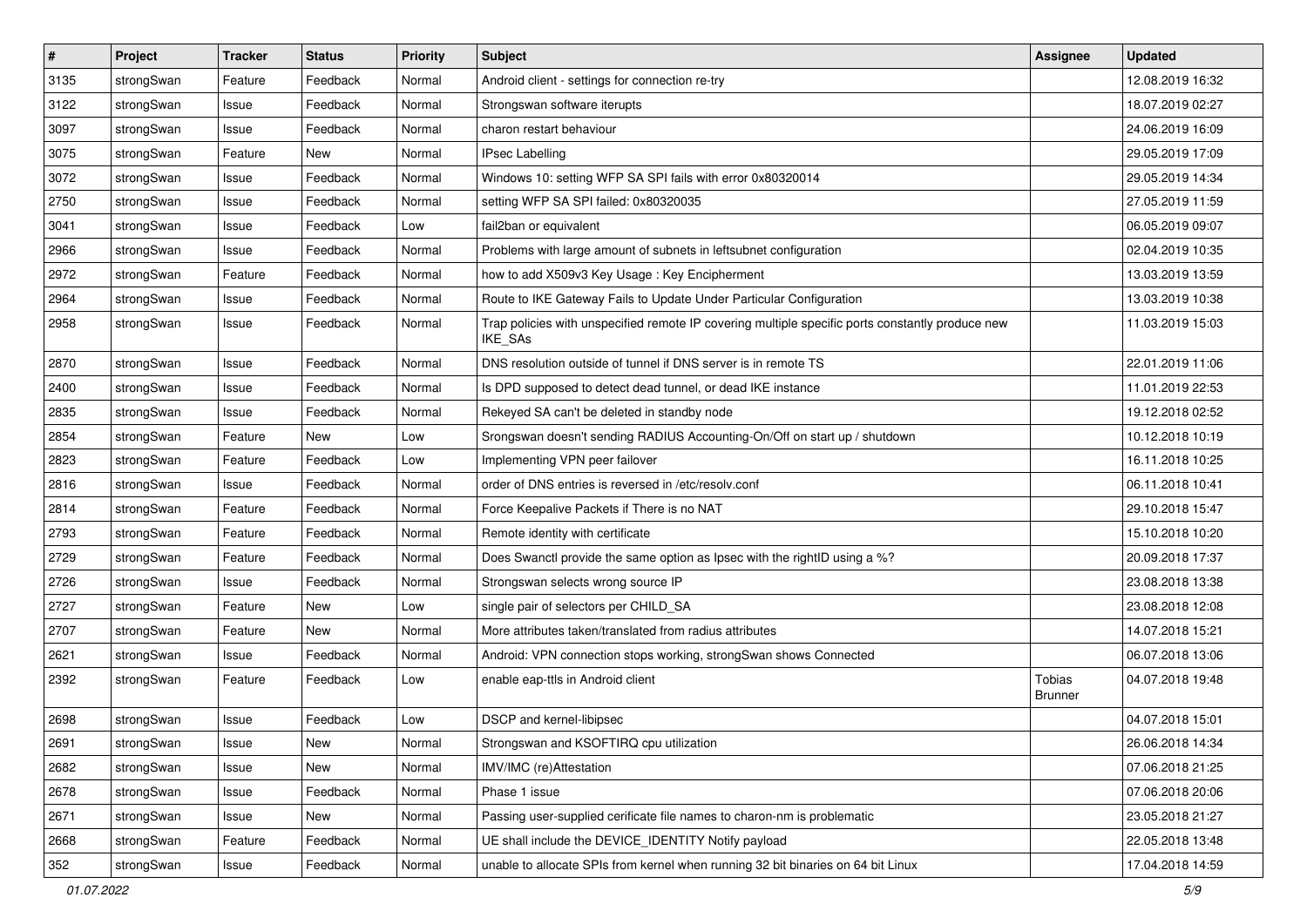| # | Project | Tracker | Status | Priority | Subject | Assignee | Updated |
|---|---|---|---|---|---|---|---|
| 3135 | strongSwan | Feature | Feedback | Normal | Android client - settings for connection re-try | | 12.08.2019 16:32 |
| 3122 | strongSwan | Issue | Feedback | Normal | Strongswan software iterupts | | 18.07.2019 02:27 |
| 3097 | strongSwan | Issue | Feedback | Normal | charon restart behaviour | | 24.06.2019 16:09 |
| 3075 | strongSwan | Feature | New | Normal | IPsec Labelling | | 29.05.2019 17:09 |
| 3072 | strongSwan | Issue | Feedback | Normal | Windows 10: setting WFP SA SPI fails with error 0x80320014 | | 29.05.2019 14:34 |
| 2750 | strongSwan | Issue | Feedback | Normal | setting WFP SA SPI failed: 0x80320035 | | 27.05.2019 11:59 |
| 3041 | strongSwan | Issue | Feedback | Low | fail2ban or equivalent | | 06.05.2019 09:07 |
| 2966 | strongSwan | Issue | Feedback | Normal | Problems with large amount of subnets in leftsubnet configuration | | 02.04.2019 10:35 |
| 2972 | strongSwan | Feature | Feedback | Normal | how to add X509v3 Key Usage : Key Encipherment | | 13.03.2019 13:59 |
| 2964 | strongSwan | Issue | Feedback | Normal | Route to IKE Gateway Fails to Update Under Particular Configuration | | 13.03.2019 10:38 |
| 2958 | strongSwan | Issue | Feedback | Normal | Trap policies with unspecified remote IP covering multiple specific ports constantly produce new IKE_SAs | | 11.03.2019 15:03 |
| 2870 | strongSwan | Issue | Feedback | Normal | DNS resolution outside of tunnel if DNS server is in remote TS | | 22.01.2019 11:06 |
| 2400 | strongSwan | Issue | Feedback | Normal | Is DPD supposed to detect dead tunnel, or dead IKE instance | | 11.01.2019 22:53 |
| 2835 | strongSwan | Issue | Feedback | Normal | Rekeyed SA can't be deleted in standby node | | 19.12.2018 02:52 |
| 2854 | strongSwan | Feature | New | Low | Srongswan doesn't sending RADIUS Accounting-On/Off on start up / shutdown | | 10.12.2018 10:19 |
| 2823 | strongSwan | Feature | Feedback | Low | Implementing VPN peer failover | | 16.11.2018 10:25 |
| 2816 | strongSwan | Issue | Feedback | Normal | order of DNS entries is reversed in /etc/resolv.conf | | 06.11.2018 10:41 |
| 2814 | strongSwan | Feature | Feedback | Normal | Force Keepalive Packets if There is no NAT | | 29.10.2018 15:47 |
| 2793 | strongSwan | Feature | Feedback | Normal | Remote identity with certificate | | 15.10.2018 10:20 |
| 2729 | strongSwan | Feature | Feedback | Normal | Does Swanctl provide the same option as Ipsec with the rightID using a %? | | 20.09.2018 17:37 |
| 2726 | strongSwan | Issue | Feedback | Normal | Strongswan selects wrong source IP | | 23.08.2018 13:38 |
| 2727 | strongSwan | Feature | New | Low | single pair of selectors per CHILD_SA | | 23.08.2018 12:08 |
| 2707 | strongSwan | Feature | New | Normal | More attributes taken/translated from radius attributes | | 14.07.2018 15:21 |
| 2621 | strongSwan | Issue | Feedback | Normal | Android: VPN connection stops working, strongSwan shows Connected | | 06.07.2018 13:06 |
| 2392 | strongSwan | Feature | Feedback | Low | enable eap-ttls in Android client | Tobias Brunner | 04.07.2018 19:48 |
| 2698 | strongSwan | Issue | Feedback | Low | DSCP and kernel-libipsec | | 04.07.2018 15:01 |
| 2691 | strongSwan | Issue | New | Normal | Strongswan and KSOFTIRQ cpu utilization | | 26.06.2018 14:34 |
| 2682 | strongSwan | Issue | New | Normal | IMV/IMC (re)Attestation | | 07.06.2018 21:25 |
| 2678 | strongSwan | Issue | Feedback | Normal | Phase 1 issue | | 07.06.2018 20:06 |
| 2671 | strongSwan | Issue | New | Normal | Passing user-supplied cerificate file names to charon-nm is problematic | | 23.05.2018 21:27 |
| 2668 | strongSwan | Feature | Feedback | Normal | UE shall include the DEVICE_IDENTITY Notify payload | | 22.05.2018 13:48 |
| 352 | strongSwan | Issue | Feedback | Normal | unable to allocate SPIs from kernel when running 32 bit binaries on 64 bit Linux | | 17.04.2018 14:59 |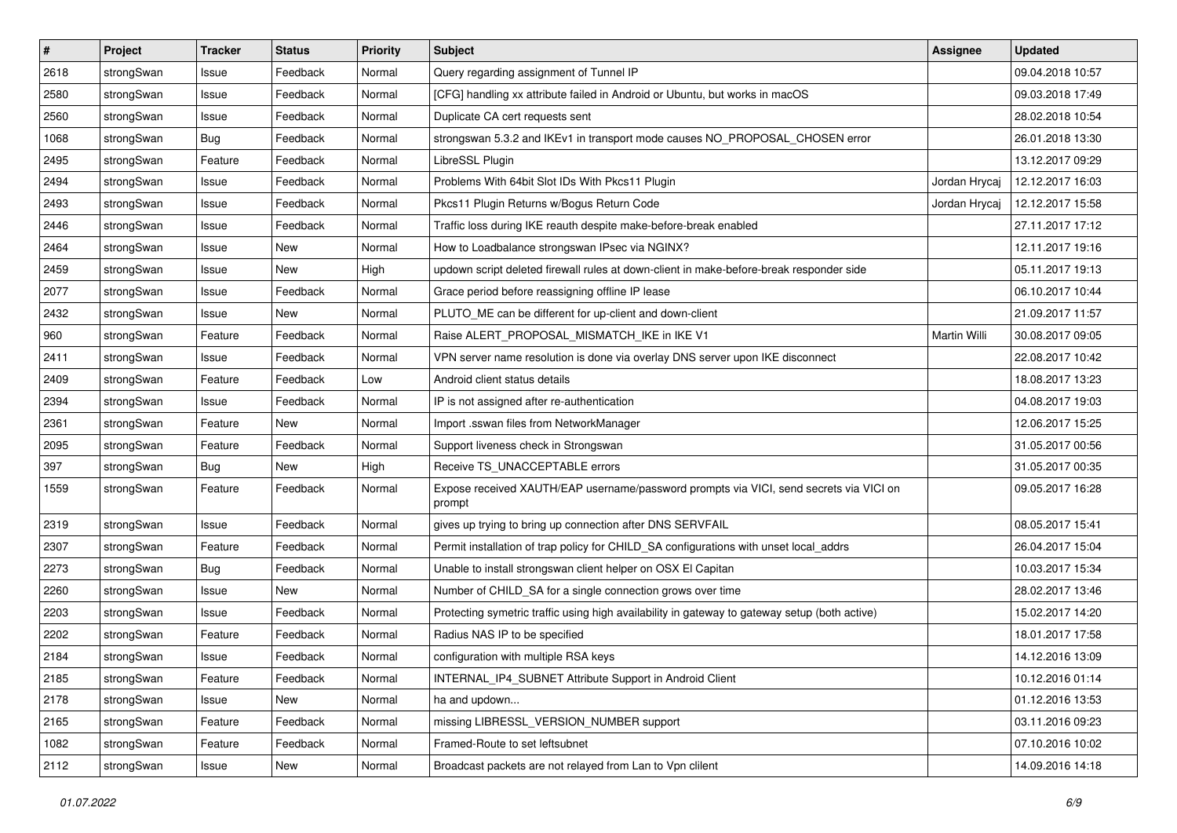| # | Project | Tracker | Status | Priority | Subject | Assignee | Updated |
|---|---|---|---|---|---|---|---|
| 2618 | strongSwan | Issue | Feedback | Normal | Query regarding assignment of Tunnel IP | | 09.04.2018 10:57 |
| 2580 | strongSwan | Issue | Feedback | Normal | [CFG] handling xx attribute failed in Android or Ubuntu, but works in macOS | | 09.03.2018 17:49 |
| 2560 | strongSwan | Issue | Feedback | Normal | Duplicate CA cert requests sent | | 28.02.2018 10:54 |
| 1068 | strongSwan | Bug | Feedback | Normal | strongswan 5.3.2 and IKEv1 in transport mode causes NO_PROPOSAL_CHOSEN error | | 26.01.2018 13:30 |
| 2495 | strongSwan | Feature | Feedback | Normal | LibreSSL Plugin | | 13.12.2017 09:29 |
| 2494 | strongSwan | Issue | Feedback | Normal | Problems With 64bit Slot IDs With Pkcs11 Plugin | Jordan Hrycaj | 12.12.2017 16:03 |
| 2493 | strongSwan | Issue | Feedback | Normal | Pkcs11 Plugin Returns w/Bogus Return Code | Jordan Hrycaj | 12.12.2017 15:58 |
| 2446 | strongSwan | Issue | Feedback | Normal | Traffic loss during IKE reauth despite make-before-break enabled | | 27.11.2017 17:12 |
| 2464 | strongSwan | Issue | New | Normal | How to Loadbalance strongswan IPsec via NGINX? | | 12.11.2017 19:16 |
| 2459 | strongSwan | Issue | New | High | updown script deleted firewall rules at down-client in make-before-break responder side | | 05.11.2017 19:13 |
| 2077 | strongSwan | Issue | Feedback | Normal | Grace period before reassigning offline IP lease | | 06.10.2017 10:44 |
| 2432 | strongSwan | Issue | New | Normal | PLUTO_ME can be different for up-client and down-client | | 21.09.2017 11:57 |
| 960 | strongSwan | Feature | Feedback | Normal | Raise ALERT_PROPOSAL_MISMATCH_IKE in IKE V1 | Martin Willi | 30.08.2017 09:05 |
| 2411 | strongSwan | Issue | Feedback | Normal | VPN server name resolution is done via overlay DNS server upon IKE disconnect | | 22.08.2017 10:42 |
| 2409 | strongSwan | Feature | Feedback | Low | Android client status details | | 18.08.2017 13:23 |
| 2394 | strongSwan | Issue | Feedback | Normal | IP is not assigned after re-authentication | | 04.08.2017 19:03 |
| 2361 | strongSwan | Feature | New | Normal | Import .sswan files from NetworkManager | | 12.06.2017 15:25 |
| 2095 | strongSwan | Feature | Feedback | Normal | Support liveness check in Strongswan | | 31.05.2017 00:56 |
| 397 | strongSwan | Bug | New | High | Receive TS_UNACCEPTABLE errors | | 31.05.2017 00:35 |
| 1559 | strongSwan | Feature | Feedback | Normal | Expose received XAUTH/EAP username/password prompts via VICI, send secrets via VICI on prompt | | 09.05.2017 16:28 |
| 2319 | strongSwan | Issue | Feedback | Normal | gives up trying to bring up connection after DNS SERVFAIL | | 08.05.2017 15:41 |
| 2307 | strongSwan | Feature | Feedback | Normal | Permit installation of trap policy for CHILD_SA configurations with unset local_addrs | | 26.04.2017 15:04 |
| 2273 | strongSwan | Bug | Feedback | Normal | Unable to install strongswan client helper on OSX El Capitan | | 10.03.2017 15:34 |
| 2260 | strongSwan | Issue | New | Normal | Number of CHILD_SA for a single connection grows over time | | 28.02.2017 13:46 |
| 2203 | strongSwan | Issue | Feedback | Normal | Protecting symetric traffic using high availability in gateway to gateway setup (both active) | | 15.02.2017 14:20 |
| 2202 | strongSwan | Feature | Feedback | Normal | Radius NAS IP to be specified | | 18.01.2017 17:58 |
| 2184 | strongSwan | Issue | Feedback | Normal | configuration with multiple RSA keys | | 14.12.2016 13:09 |
| 2185 | strongSwan | Feature | Feedback | Normal | INTERNAL_IP4_SUBNET Attribute Support in Android Client | | 10.12.2016 01:14 |
| 2178 | strongSwan | Issue | New | Normal | ha and updown... | | 01.12.2016 13:53 |
| 2165 | strongSwan | Feature | Feedback | Normal | missing LIBRESSL_VERSION_NUMBER support | | 03.11.2016 09:23 |
| 1082 | strongSwan | Feature | Feedback | Normal | Framed-Route to set leftsubnet | | 07.10.2016 10:02 |
| 2112 | strongSwan | Issue | New | Normal | Broadcast packets are not relayed from Lan to Vpn clilent | | 14.09.2016 14:18 |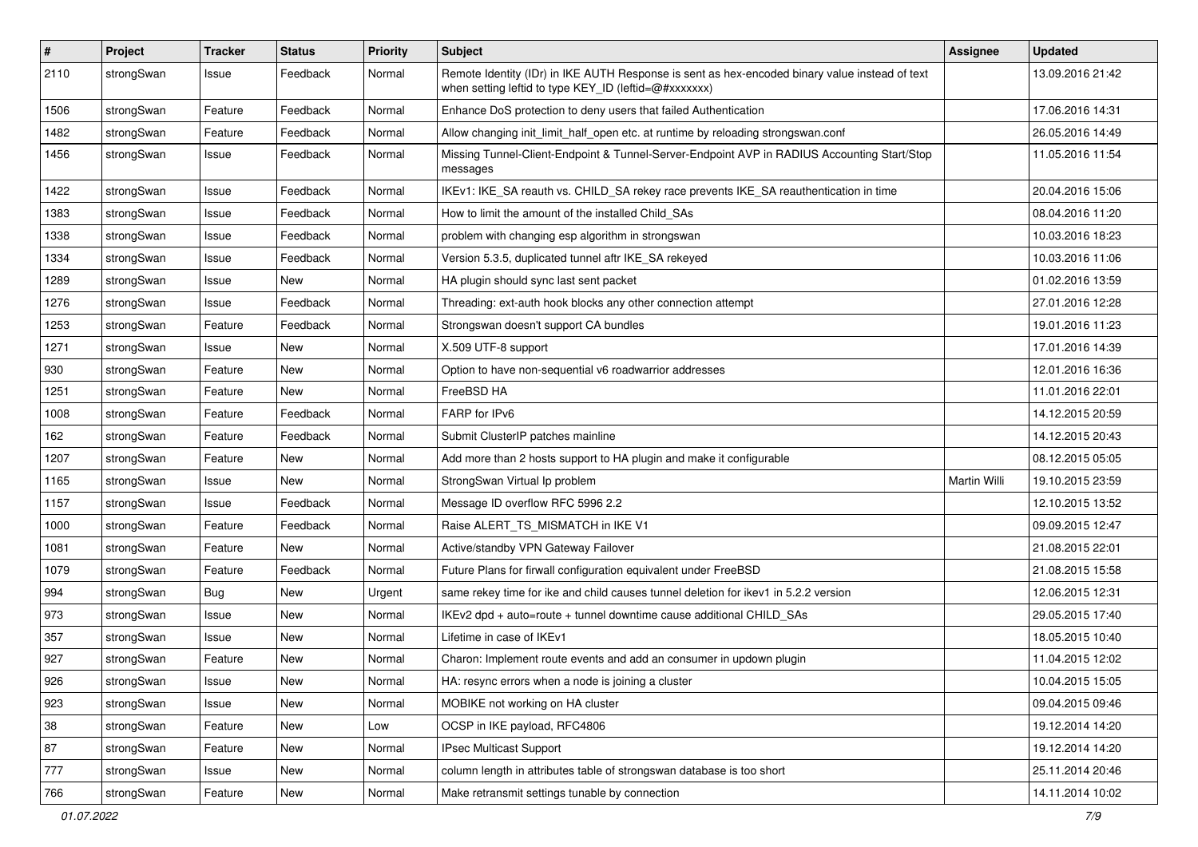| # | Project | Tracker | Status | Priority | Subject | Assignee | Updated |
|---|---|---|---|---|---|---|---|
| 2110 | strongSwan | Issue | Feedback | Normal | Remote Identity (IDr) in IKE AUTH Response is sent as hex-encoded binary value instead of text when setting leftid to type KEY_ID (leftid=@#xxxxxxx) | | 13.09.2016 21:42 |
| 1506 | strongSwan | Feature | Feedback | Normal | Enhance DoS protection to deny users that failed Authentication | | 17.06.2016 14:31 |
| 1482 | strongSwan | Feature | Feedback | Normal | Allow changing init_limit_half_open etc. at runtime by reloading strongswan.conf | | 26.05.2016 14:49 |
| 1456 | strongSwan | Issue | Feedback | Normal | Missing Tunnel-Client-Endpoint & Tunnel-Server-Endpoint AVP in RADIUS Accounting Start/Stop messages | | 11.05.2016 11:54 |
| 1422 | strongSwan | Issue | Feedback | Normal | IKEv1: IKE_SA reauth vs. CHILD_SA rekey race prevents IKE_SA reauthentication in time | | 20.04.2016 15:06 |
| 1383 | strongSwan | Issue | Feedback | Normal | How to limit the amount of the installed Child_SAs | | 08.04.2016 11:20 |
| 1338 | strongSwan | Issue | Feedback | Normal | problem with changing esp algorithm in strongswan | | 10.03.2016 18:23 |
| 1334 | strongSwan | Issue | Feedback | Normal | Version 5.3.5, duplicated tunnel aftr IKE_SA rekeyed | | 10.03.2016 11:06 |
| 1289 | strongSwan | Issue | New | Normal | HA plugin should sync last sent packet | | 01.02.2016 13:59 |
| 1276 | strongSwan | Issue | Feedback | Normal | Threading: ext-auth hook blocks any other connection attempt | | 27.01.2016 12:28 |
| 1253 | strongSwan | Feature | Feedback | Normal | Strongswan doesn't support CA bundles | | 19.01.2016 11:23 |
| 1271 | strongSwan | Issue | New | Normal | X.509 UTF-8 support | | 17.01.2016 14:39 |
| 930 | strongSwan | Feature | New | Normal | Option to have non-sequential v6 roadwarrior addresses | | 12.01.2016 16:36 |
| 1251 | strongSwan | Feature | New | Normal | FreeBSD HA | | 11.01.2016 22:01 |
| 1008 | strongSwan | Feature | Feedback | Normal | FARP for IPv6 | | 14.12.2015 20:59 |
| 162 | strongSwan | Feature | Feedback | Normal | Submit ClusterIP patches mainline | | 14.12.2015 20:43 |
| 1207 | strongSwan | Feature | New | Normal | Add more than 2 hosts support to HA plugin and make it configurable | | 08.12.2015 05:05 |
| 1165 | strongSwan | Issue | New | Normal | StrongSwan Virtual Ip problem | Martin Willi | 19.10.2015 23:59 |
| 1157 | strongSwan | Issue | Feedback | Normal | Message ID overflow RFC 5996 2.2 | | 12.10.2015 13:52 |
| 1000 | strongSwan | Feature | Feedback | Normal | Raise ALERT_TS_MISMATCH in IKE V1 | | 09.09.2015 12:47 |
| 1081 | strongSwan | Feature | New | Normal | Active/standby VPN Gateway Failover | | 21.08.2015 22:01 |
| 1079 | strongSwan | Feature | Feedback | Normal | Future Plans for firwall configuration equivalent under FreeBSD | | 21.08.2015 15:58 |
| 994 | strongSwan | Bug | New | Urgent | same rekey time for ike and child causes tunnel deletion for ikev1 in 5.2.2 version | | 12.06.2015 12:31 |
| 973 | strongSwan | Issue | New | Normal | IKEv2 dpd + auto=route + tunnel downtime cause additional CHILD_SAs | | 29.05.2015 17:40 |
| 357 | strongSwan | Issue | New | Normal | Lifetime in case of IKEv1 | | 18.05.2015 10:40 |
| 927 | strongSwan | Feature | New | Normal | Charon: Implement route events and add an consumer in updown plugin | | 11.04.2015 12:02 |
| 926 | strongSwan | Issue | New | Normal | HA: resync errors when a node is joining a cluster | | 10.04.2015 15:05 |
| 923 | strongSwan | Issue | New | Normal | MOBIKE not working on HA cluster | | 09.04.2015 09:46 |
| 38 | strongSwan | Feature | New | Low | OCSP in IKE payload, RFC4806 | | 19.12.2014 14:20 |
| 87 | strongSwan | Feature | New | Normal | IPsec Multicast Support | | 19.12.2014 14:20 |
| 777 | strongSwan | Issue | New | Normal | column length in attributes table of strongswan database is too short | | 25.11.2014 20:46 |
| 766 | strongSwan | Feature | New | Normal | Make retransmit settings tunable by connection | | 14.11.2014 10:02 |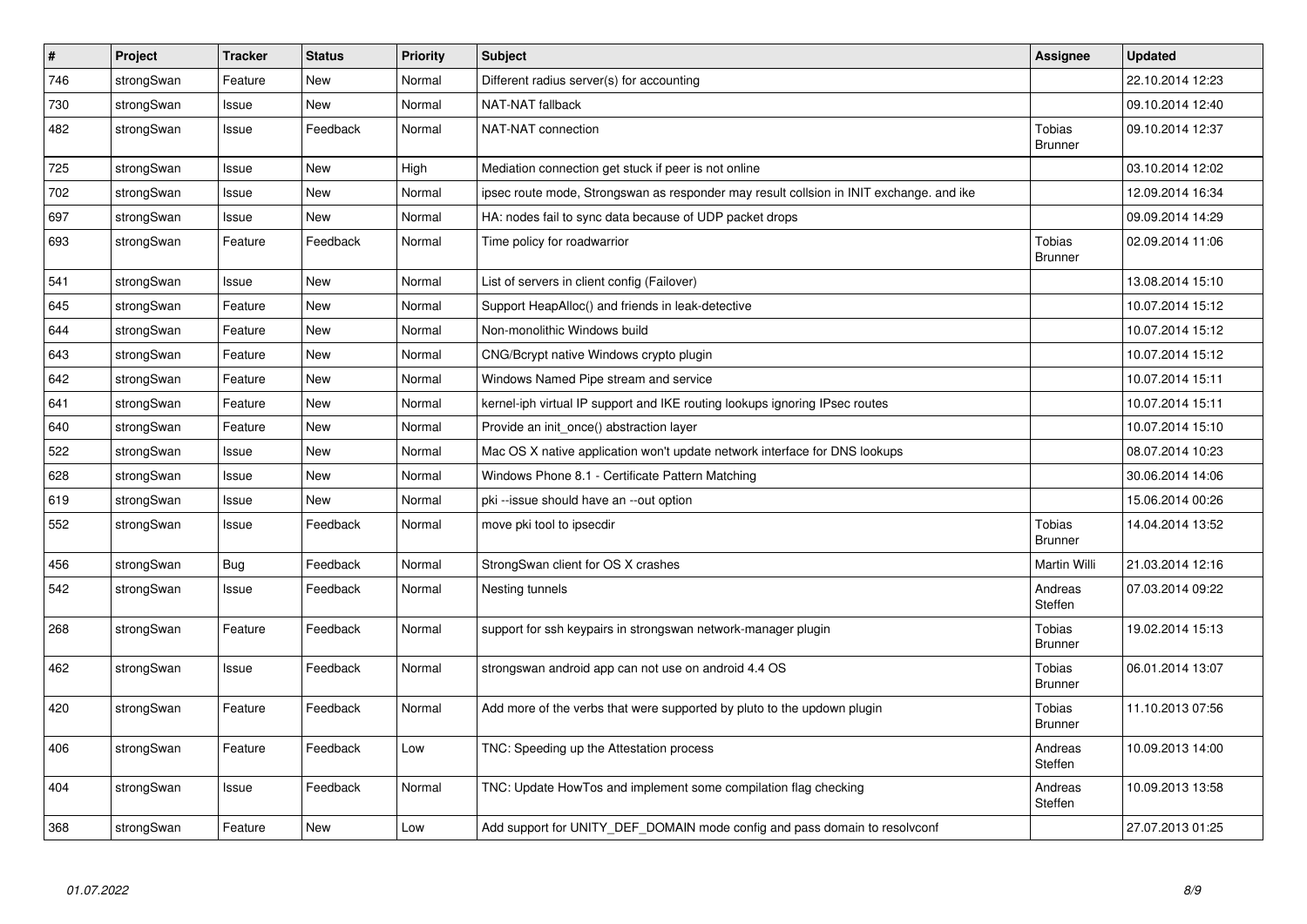| # | Project | Tracker | Status | Priority | Subject | Assignee | Updated |
|---|---|---|---|---|---|---|---|
| 746 | strongSwan | Feature | New | Normal | Different radius server(s) for accounting | | 22.10.2014 12:23 |
| 730 | strongSwan | Issue | New | Normal | NAT-NAT fallback | | 09.10.2014 12:40 |
| 482 | strongSwan | Issue | Feedback | Normal | NAT-NAT connection | Tobias Brunner | 09.10.2014 12:37 |
| 725 | strongSwan | Issue | New | High | Mediation connection get stuck if peer is not online | | 03.10.2014 12:02 |
| 702 | strongSwan | Issue | New | Normal | ipsec route mode, Strongswan as responder may result collsion in INIT exchange. and ike | | 12.09.2014 16:34 |
| 697 | strongSwan | Issue | New | Normal | HA: nodes fail to sync data because of UDP packet drops | | 09.09.2014 14:29 |
| 693 | strongSwan | Feature | Feedback | Normal | Time policy for roadwarrior | Tobias Brunner | 02.09.2014 11:06 |
| 541 | strongSwan | Issue | New | Normal | List of servers in client config (Failover) | | 13.08.2014 15:10 |
| 645 | strongSwan | Feature | New | Normal | Support HeapAlloc() and friends in leak-detective | | 10.07.2014 15:12 |
| 644 | strongSwan | Feature | New | Normal | Non-monolithic Windows build | | 10.07.2014 15:12 |
| 643 | strongSwan | Feature | New | Normal | CNG/Bcrypt native Windows crypto plugin | | 10.07.2014 15:12 |
| 642 | strongSwan | Feature | New | Normal | Windows Named Pipe stream and service | | 10.07.2014 15:11 |
| 641 | strongSwan | Feature | New | Normal | kernel-iph virtual IP support and IKE routing lookups ignoring IPsec routes | | 10.07.2014 15:11 |
| 640 | strongSwan | Feature | New | Normal | Provide an init_once() abstraction layer | | 10.07.2014 15:10 |
| 522 | strongSwan | Issue | New | Normal | Mac OS X native application won't update network interface for DNS lookups | | 08.07.2014 10:23 |
| 628 | strongSwan | Issue | New | Normal | Windows Phone 8.1 - Certificate Pattern Matching | | 30.06.2014 14:06 |
| 619 | strongSwan | Issue | New | Normal | pki --issue should have an --out option | | 15.06.2014 00:26 |
| 552 | strongSwan | Issue | Feedback | Normal | move pki tool to ipsecdir | Tobias Brunner | 14.04.2014 13:52 |
| 456 | strongSwan | Bug | Feedback | Normal | StrongSwan client for OS X crashes | Martin Willi | 21.03.2014 12:16 |
| 542 | strongSwan | Issue | Feedback | Normal | Nesting tunnels | Andreas Steffen | 07.03.2014 09:22 |
| 268 | strongSwan | Feature | Feedback | Normal | support for ssh keypairs in strongswan network-manager plugin | Tobias Brunner | 19.02.2014 15:13 |
| 462 | strongSwan | Issue | Feedback | Normal | strongswan android app can not use on android 4.4 OS | Tobias Brunner | 06.01.2014 13:07 |
| 420 | strongSwan | Feature | Feedback | Normal | Add more of the verbs that were supported by pluto to the updown plugin | Tobias Brunner | 11.10.2013 07:56 |
| 406 | strongSwan | Feature | Feedback | Low | TNC: Speeding up the Attestation process | Andreas Steffen | 10.09.2013 14:00 |
| 404 | strongSwan | Issue | Feedback | Normal | TNC: Update HowTos and implement some compilation flag checking | Andreas Steffen | 10.09.2013 13:58 |
| 368 | strongSwan | Feature | New | Low | Add support for UNITY_DEF_DOMAIN mode config and pass domain to resolvconf | | 27.07.2013 01:25 |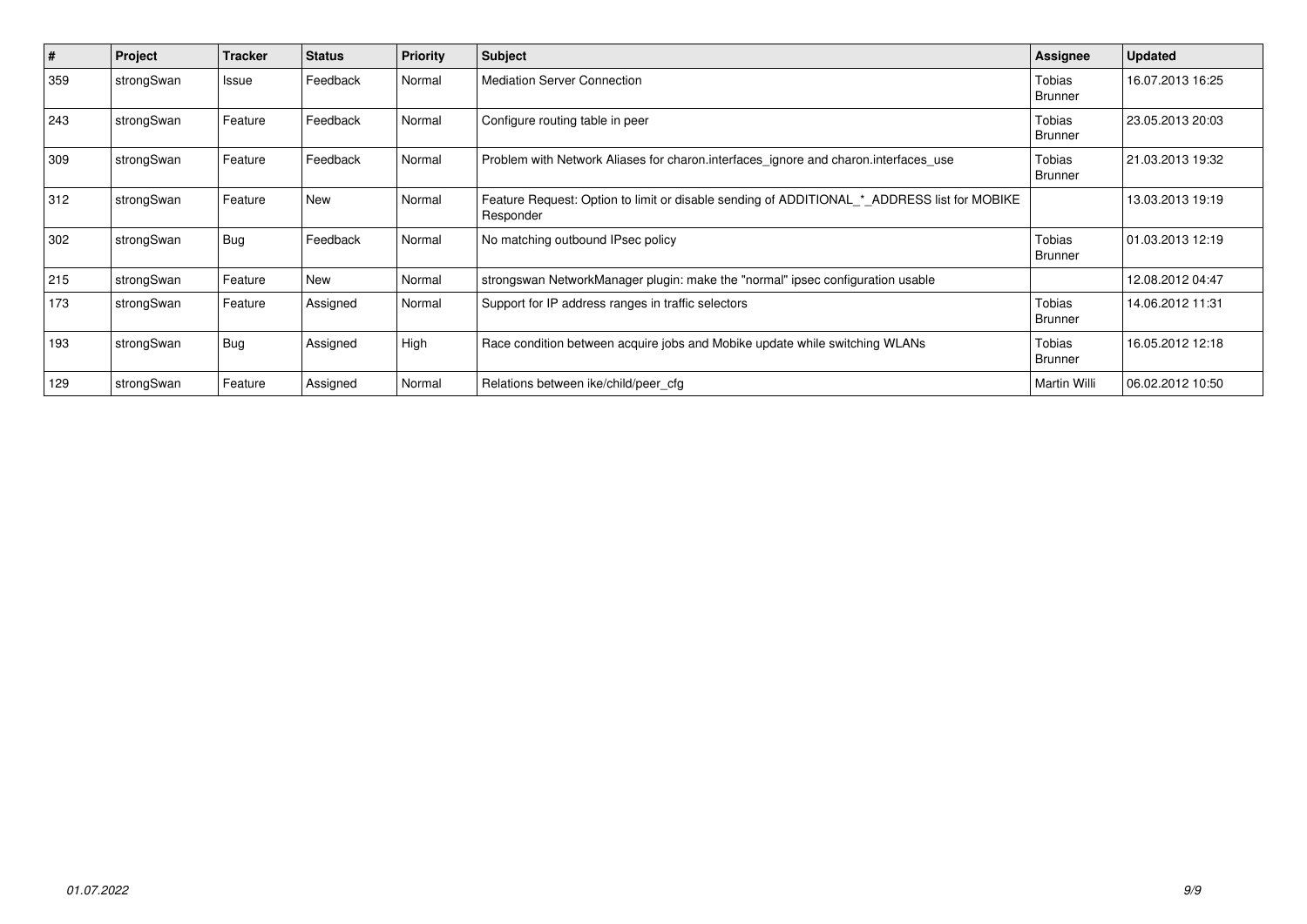| # | Project | Tracker | Status | Priority | Subject | Assignee | Updated |
|---|---|---|---|---|---|---|---|
| 359 | strongSwan | Issue | Feedback | Normal | Mediation Server Connection | Tobias Brunner | 16.07.2013 16:25 |
| 243 | strongSwan | Feature | Feedback | Normal | Configure routing table in peer | Tobias Brunner | 23.05.2013 20:03 |
| 309 | strongSwan | Feature | Feedback | Normal | Problem with Network Aliases for charon.interfaces_ignore and charon.interfaces_use | Tobias Brunner | 21.03.2013 19:32 |
| 312 | strongSwan | Feature | New | Normal | Feature Request: Option to limit or disable sending of ADDITIONAL_*_ADDRESS list for MOBIKE Responder | | 13.03.2013 19:19 |
| 302 | strongSwan | Bug | Feedback | Normal | No matching outbound IPsec policy | Tobias Brunner | 01.03.2013 12:19 |
| 215 | strongSwan | Feature | New | Normal | strongswan NetworkManager plugin: make the "normal" ipsec configuration usable | | 12.08.2012 04:47 |
| 173 | strongSwan | Feature | Assigned | Normal | Support for IP address ranges in traffic selectors | Tobias Brunner | 14.06.2012 11:31 |
| 193 | strongSwan | Bug | Assigned | High | Race condition between acquire jobs and Mobike update while switching WLANs | Tobias Brunner | 16.05.2012 12:18 |
| 129 | strongSwan | Feature | Assigned | Normal | Relations between ike/child/peer_cfg | Martin Willi | 06.02.2012 10:50 |

*01.07.2022*